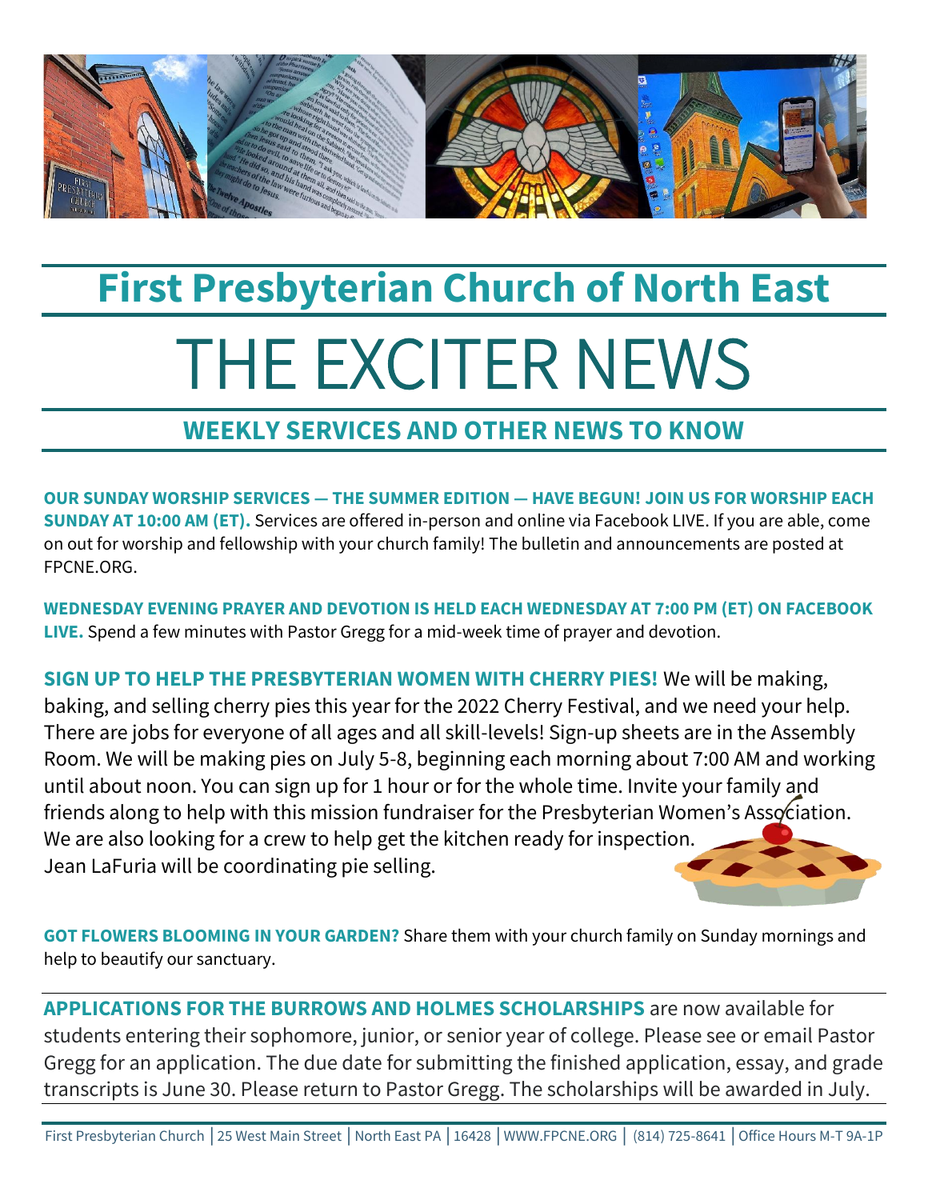# First Presbyterian Church of North East

# THE EXCITER NEWS

## WEEKLY SERVICES AND OTHER NEWS TO KNOW

**OUR SUNDAY WORSHIP SERVICES — THE SUMMER EDITION — HAVE BEGUN! JOIN US FOR WORSHIP EACH SUNDAY AT 10:00 AM (ET).** Services are offered in-person and online via Facebook LIVE. If you are able, come on out for worship and fellowship with your church family! The bulletin and announcements are posted at FPCNE.ORG.

**WEDNESDAY EVENING PRAYER AND DEVOTION IS HELD EACH WEDNESDAY AT 7:00 PM (ET) ON FACEBOOK LIVE.** Spend a few minutes with Pastor Gregg for a mid-week time of prayer and devotion.

**SIGN UP TO HELP THE PRESBYTERIAN WOMEN WITH CHERRY PIES!** We will be making, baking, and selling cherry pies this year for the 2022 Cherry Festival, and we need your help. There are jobs for everyone of all ages and all skill-levels! Sign-up sheets are in the Assembly Room. We will be making pies on July 5-8, beginning each morning about 7:00 AM and working until about noon. You can sign up for 1 hour or for the whole time. Invite your family and friends along to help with this mission fundraiser for the Presbyterian Women's Association. We are also looking for a crew to help get the kitchen ready for inspection. Jean LaFuria will be coordinating pie selling.

**GOT FLOWERS BLOOMING IN YOUR GARDEN?** Share them with your church family on Sunday mornings and help to beautify our sanctuary.

**APPLICATIONS FOR THE BURROWS AND HOLMES SCHOLARSHIPS** are now available for students entering their sophomore, junior, or senior year of college. Please see or email Pastor Gregg for an application. The due date for submitting the finished application, essay, and grade transcripts is June 30. Please return to Pastor Gregg. The scholarships will be awarded in July.

First Presbyterian Church | 25 West Main Street | North East PA | 16428 | WWW.FPCNE.ORG | (814) 725-8641 | Office Hours M-T 9A-1P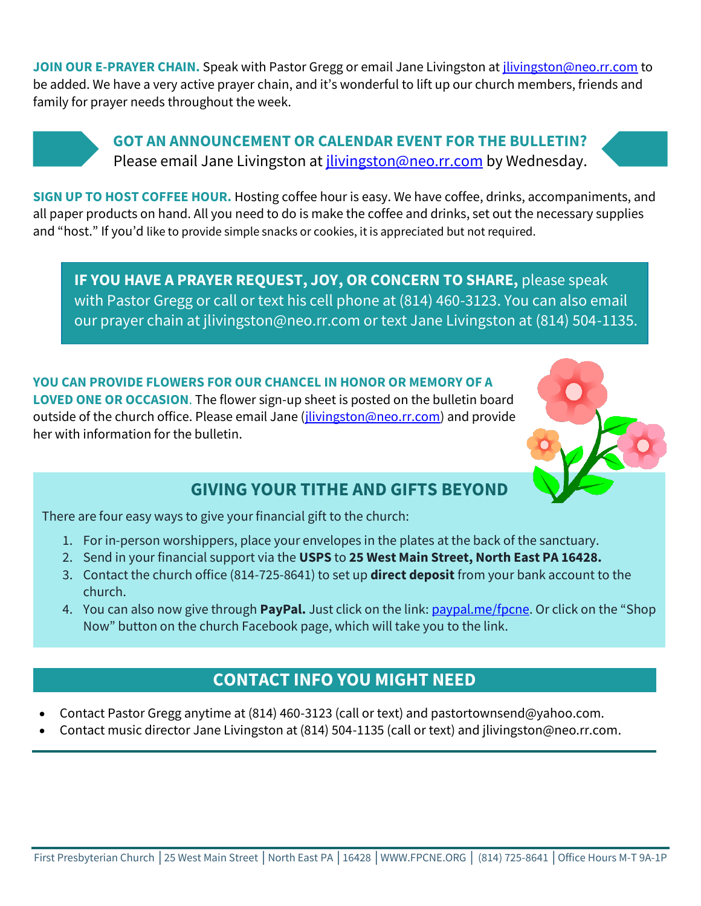**JOIN OUR E-PRAYER CHAIN.** Speak with Pastor Gregg or email Jane Livingston at jlivingston@neo.rr.com to be added. We have a very active prayer chain, and it's wonderful to lift up our church members, friends and family for prayer needs throughout the week.

**GOT AN ANNOUNCEMENT OR CALENDAR EVENT FOR THE BULLETIN?**
Please email Jane Livingston at jlivingston@neo.rr.com by Wednesday.

**SIGN UP TO HOST COFFEE HOUR.** Hosting coffee hour is easy. We have coffee, drinks, accompaniments, and all paper products on hand. All you need to do is make the coffee and drinks, set out the necessary supplies and "host." If you'd like to provide simple snacks or cookies, it is appreciated but not required.

**IF YOU HAVE A PRAYER REQUEST, JOY, OR CONCERN TO SHARE,** please speak with Pastor Gregg or call or text his cell phone at (814) 460-3123. You can also email our prayer chain at jlivingston@neo.rr.com or text Jane Livingston at (814) 504-1135.

**YOU CAN PROVIDE FLOWERS FOR OUR CHANCEL IN HONOR OR MEMORY OF A LOVED ONE OR OCCASION.** The flower sign-up sheet is posted on the bulletin board outside of the church office. Please email Jane (jlivingston@neo.rr.com) and provide her with information for the bulletin.

## GIVING YOUR TITHE AND GIFTS BEYOND

There are four easy ways to give your financial gift to the church:

1. For in-person worshippers, place your envelopes in the plates at the back of the sanctuary.
2. Send in your financial support via the **USPS** to **25 West Main Street, North East PA 16428.**
3. Contact the church office (814-725-8641) to set up **direct deposit** from your bank account to the church.
4. You can also now give through **PayPal.** Just click on the link: paypal.me/fpcne. Or click on the "Shop Now" button on the church Facebook page, which will take you to the link.

## CONTACT INFO YOU MIGHT NEED

- Contact Pastor Gregg anytime at (814) 460-3123 (call or text) and pastortownsend@yahoo.com.
- Contact music director Jane Livingston at (814) 504-1135 (call or text) and jlivingston@neo.rr.com.